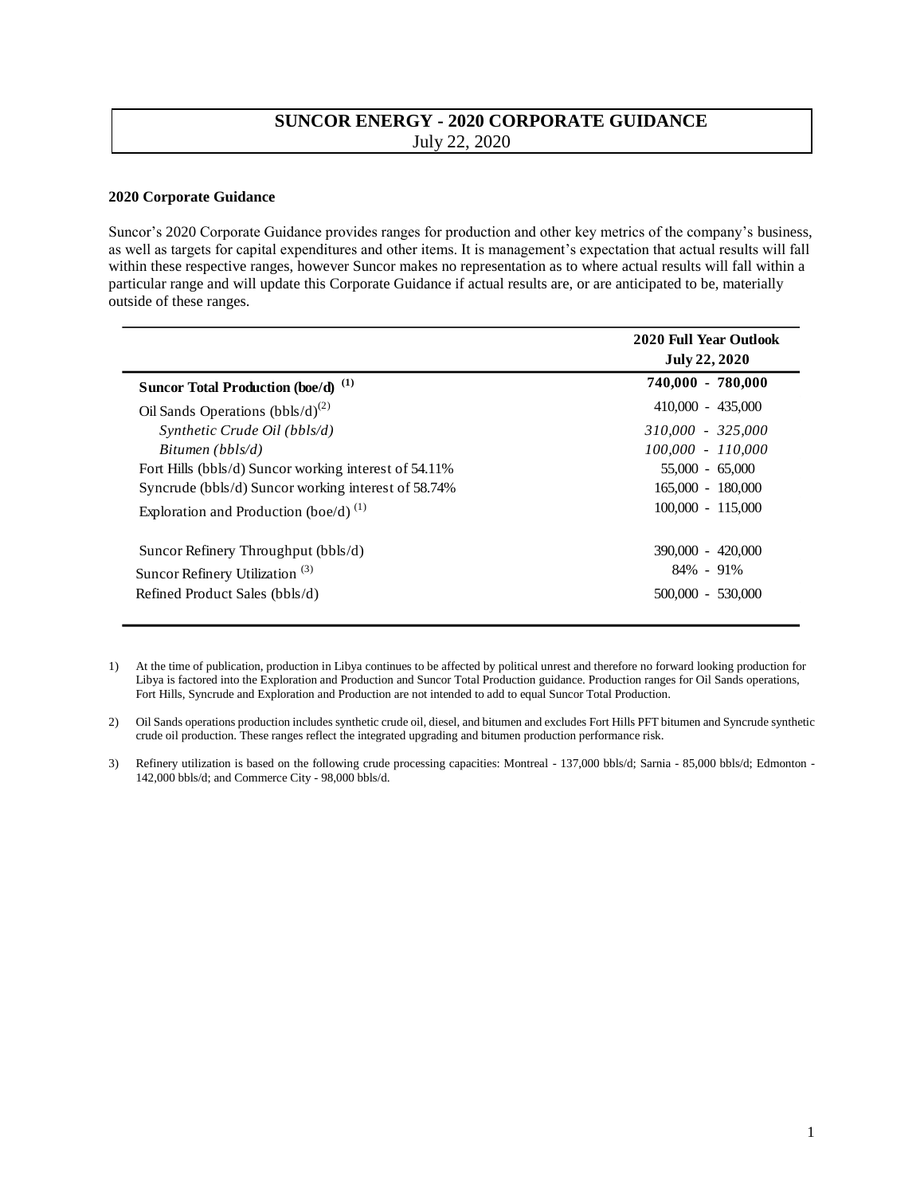# SUNCOR ENERGY - 2020 CORPORATE GUIDANCE

July 22, 2020

**2020 Corporate Guidance**

Suncor's 2020 Corporate Guidance provides ranges for production and other key metrics of the company's business, as well as targets for capital expenditures and other items. It is management's expectation that actual results will fall within these respective ranges, however Suncor makes no representation as to where actual results will fall within a particular range and will update this Corporate Guidance if actual results are, or are anticipated to be, materially outside of these ranges.

| | 2020 Full Year Outlook July 22, 2020 |
|---|---|
| **Suncor Total Production (boe/d) (1)** | **740,000 - 780,000** |
| Oil Sands Operations (bbls/d)(2) | 410,000 - 435,000 |
| *Synthetic Crude Oil (bbls/d)* | *310,000 - 325,000* |
| *Bitumen (bbls/d)* | *100,000 - 110,000* |
| Fort Hills (bbls/d) Suncor working interest of 54.11% | 55,000 - 65,000 |
| Syncrude (bbls/d) Suncor working interest of 58.74% | 165,000 - 180,000 |
| Exploration and Production (boe/d) (1) | 100,000 - 115,000 |
| Suncor Refinery Throughput (bbls/d) | 390,000 - 420,000 |
| Suncor Refinery Utilization (3) | 84% - 91% |
| Refined Product Sales (bbls/d) | 500,000 - 530,000 |

1) At the time of publication, production in Libya continues to be affected by political unrest and therefore no forward looking production for Libya is factored into the Exploration and Production and Suncor Total Production guidance. Production ranges for Oil Sands operations, Fort Hills, Syncrude and Exploration and Production are not intended to add to equal Suncor Total Production.

2) Oil Sands operations production includes synthetic crude oil, diesel, and bitumen and excludes Fort Hills PFT bitumen and Syncrude synthetic crude oil production. These ranges reflect the integrated upgrading and bitumen production performance risk.

3) Refinery utilization is based on the following crude processing capacities: Montreal - 137,000 bbls/d; Sarnia - 85,000 bbls/d; Edmonton - 142,000 bbls/d; and Commerce City - 98,000 bbls/d.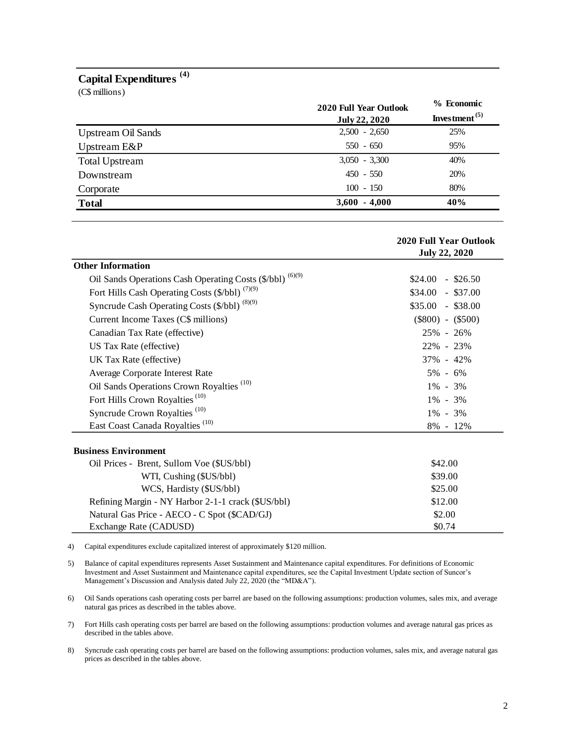## Capital Expenditures [4]

(C$ millions)

| | 2020 Full Year Outlook July 22, 2020 | % Economic Investment [5] |
|---|---|---|
| Upstream Oil Sands | 2,500 - 2,650 | 25% |
| Upstream E&P | 550 - 650 | 95% |
| Total Upstream | 3,050 - 3,300 | 40% |
| Downstream | 450 - 550 | 20% |
| Corporate | 100 - 150 | 80% |
| **Total** | **3,600 - 4,000** | **40%** |

| | 2020 Full Year Outlook July 22, 2020 |
|---|---|
| **Other Information** | |
| Oil Sands Operations Cash Operating Costs ($/bbl) [(6)(9)] | $24.00 - $26.50 |
| Fort Hills Cash Operating Costs ($/bbl) [(7)(9)] | $34.00 - $37.00 |
| Syncrude Cash Operating Costs ($/bbl) [(8)(9)] | $35.00 - $38.00 |
| Current Income Taxes (C$ millions) | ($800) - ($500) |
| Canadian Tax Rate (effective) | 25% - 26% |
| US Tax Rate (effective) | 22% - 23% |
| UK Tax Rate (effective) | 37% - 42% |
| Average Corporate Interest Rate | 5% - 6% |
| Oil Sands Operations Crown Royalties [(10)] | 1% - 3% |
| Fort Hills Crown Royalties [(10)] | 1% - 3% |
| Syncrude Crown Royalties [(10)] | 1% - 3% |
| East Coast Canada Royalties [(10)] | 8% - 12% |
| **Business Environment** | |
| Oil Prices - Brent, Sullom Voe ($US/bbl) | $42.00 |
| WTI, Cushing ($US/bbl) | $39.00 |
| WCS, Hardisty ($US/bbl) | $25.00 |
| Refining Margin - NY Harbor 2-1-1 crack ($US/bbl) | $12.00 |
| Natural Gas Price - AECO - C Spot ($CAD/GJ) | $2.00 |
| Exchange Rate (CADUSD) | $0.74 |

4) Capital expenditures exclude capitalized interest of approximately $120 million.

5) Balance of capital expenditures represents Asset Sustainment and Maintenance capital expenditures. For definitions of Economic Investment and Asset Sustainment and Maintenance capital expenditures, see the Capital Investment Update section of Suncor's Management's Discussion and Analysis dated July 22, 2020 (the "MD&A").

6) Oil Sands operations cash operating costs per barrel are based on the following assumptions: production volumes, sales mix, and average natural gas prices as described in the tables above.

7) Fort Hills cash operating costs per barrel are based on the following assumptions: production volumes and average natural gas prices as described in the tables above.

8) Syncrude cash operating costs per barrel are based on the following assumptions: production volumes, sales mix, and average natural gas prices as described in the tables above.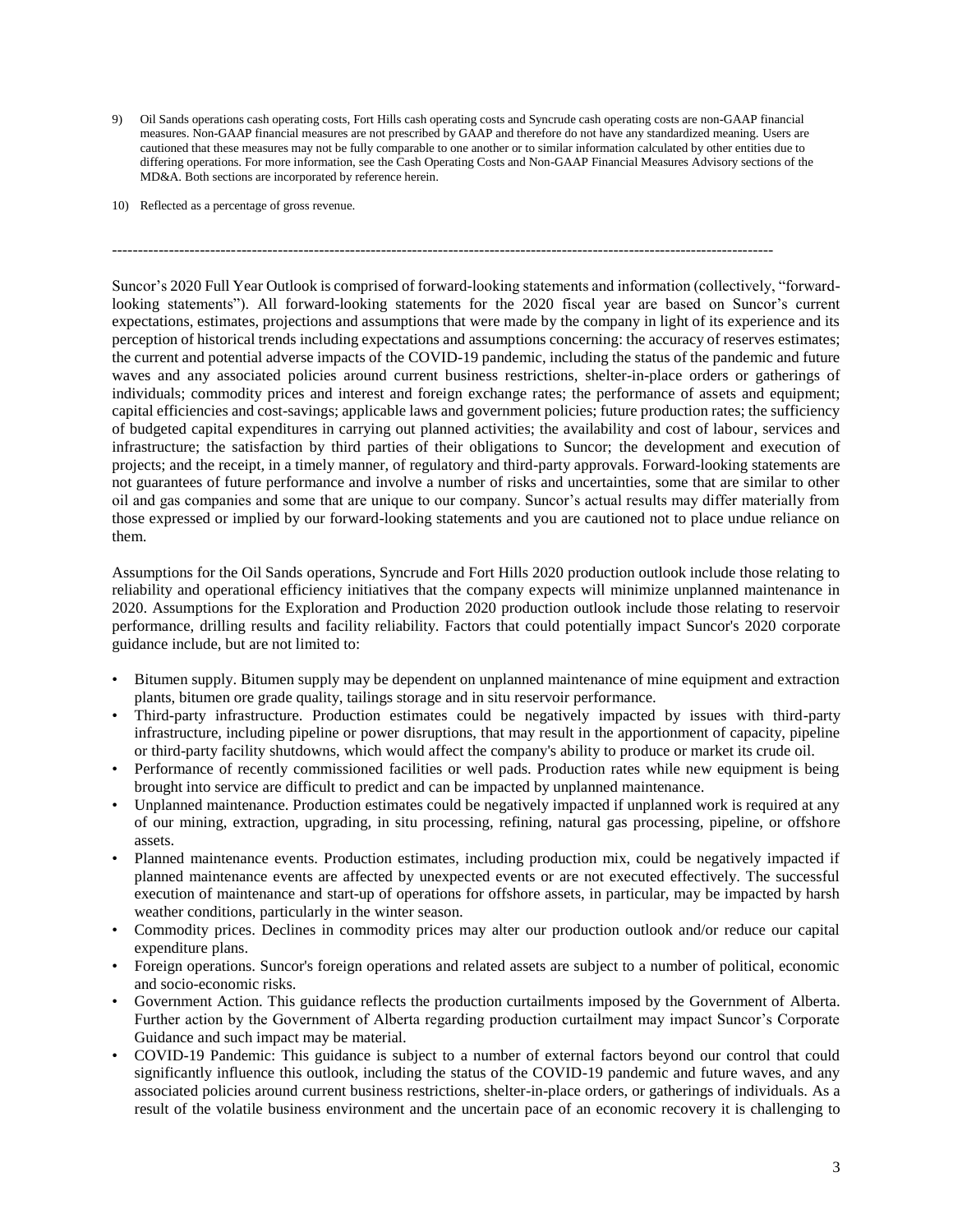9) Oil Sands operations cash operating costs, Fort Hills cash operating costs and Syncrude cash operating costs are non-GAAP financial measures. Non-GAAP financial measures are not prescribed by GAAP and therefore do not have any standardized meaning. Users are cautioned that these measures may not be fully comparable to one another or to similar information calculated by other entities due to differing operations. For more information, see the Cash Operating Costs and Non-GAAP Financial Measures Advisory sections of the MD&A. Both sections are incorporated by reference herein.

10) Reflected as a percentage of gross revenue.

---

Suncor's 2020 Full Year Outlook is comprised of forward-looking statements and information (collectively, "forward-looking statements"). All forward-looking statements for the 2020 fiscal year are based on Suncor's current expectations, estimates, projections and assumptions that were made by the company in light of its experience and its perception of historical trends including expectations and assumptions concerning: the accuracy of reserves estimates; the current and potential adverse impacts of the COVID-19 pandemic, including the status of the pandemic and future waves and any associated policies around current business restrictions, shelter-in-place orders or gatherings of individuals; commodity prices and interest and foreign exchange rates; the performance of assets and equipment; capital efficiencies and cost-savings; applicable laws and government policies; future production rates; the sufficiency of budgeted capital expenditures in carrying out planned activities; the availability and cost of labour, services and infrastructure; the satisfaction by third parties of their obligations to Suncor; the development and execution of projects; and the receipt, in a timely manner, of regulatory and third-party approvals. Forward-looking statements are not guarantees of future performance and involve a number of risks and uncertainties, some that are similar to other oil and gas companies and some that are unique to our company. Suncor's actual results may differ materially from those expressed or implied by our forward-looking statements and you are cautioned not to place undue reliance on them.

Assumptions for the Oil Sands operations, Syncrude and Fort Hills 2020 production outlook include those relating to reliability and operational efficiency initiatives that the company expects will minimize unplanned maintenance in 2020. Assumptions for the Exploration and Production 2020 production outlook include those relating to reservoir performance, drilling results and facility reliability. Factors that could potentially impact Suncor's 2020 corporate guidance include, but are not limited to:

- Bitumen supply. Bitumen supply may be dependent on unplanned maintenance of mine equipment and extraction plants, bitumen ore grade quality, tailings storage and in situ reservoir performance.
- Third-party infrastructure. Production estimates could be negatively impacted by issues with third-party infrastructure, including pipeline or power disruptions, that may result in the apportionment of capacity, pipeline or third-party facility shutdowns, which would affect the company's ability to produce or market its crude oil.
- Performance of recently commissioned facilities or well pads. Production rates while new equipment is being brought into service are difficult to predict and can be impacted by unplanned maintenance.
- Unplanned maintenance. Production estimates could be negatively impacted if unplanned work is required at any of our mining, extraction, upgrading, in situ processing, refining, natural gas processing, pipeline, or offshore assets.
- Planned maintenance events. Production estimates, including production mix, could be negatively impacted if planned maintenance events are affected by unexpected events or are not executed effectively. The successful execution of maintenance and start-up of operations for offshore assets, in particular, may be impacted by harsh weather conditions, particularly in the winter season.
- Commodity prices. Declines in commodity prices may alter our production outlook and/or reduce our capital expenditure plans.
- Foreign operations. Suncor's foreign operations and related assets are subject to a number of political, economic and socio-economic risks.
- Government Action. This guidance reflects the production curtailments imposed by the Government of Alberta. Further action by the Government of Alberta regarding production curtailment may impact Suncor's Corporate Guidance and such impact may be material.
- COVID-19 Pandemic: This guidance is subject to a number of external factors beyond our control that could significantly influence this outlook, including the status of the COVID-19 pandemic and future waves, and any associated policies around current business restrictions, shelter-in-place orders, or gatherings of individuals. As a result of the volatile business environment and the uncertain pace of an economic recovery it is challenging to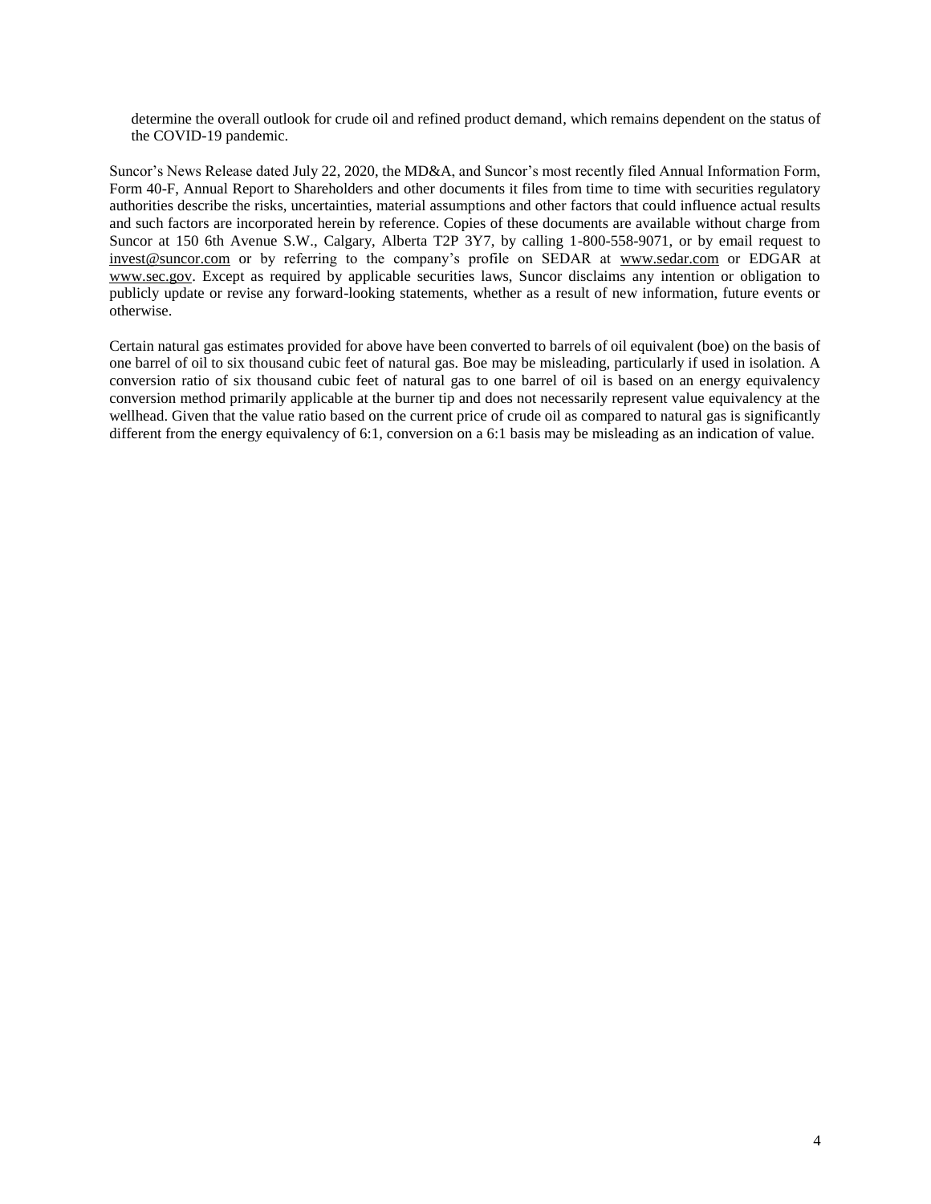determine the overall outlook for crude oil and refined product demand, which remains dependent on the status of the COVID-19 pandemic.

Suncor's News Release dated July 22, 2020, the MD&A, and Suncor's most recently filed Annual Information Form, Form 40-F, Annual Report to Shareholders and other documents it files from time to time with securities regulatory authorities describe the risks, uncertainties, material assumptions and other factors that could influence actual results and such factors are incorporated herein by reference. Copies of these documents are available without charge from Suncor at 150 6th Avenue S.W., Calgary, Alberta T2P 3Y7, by calling 1-800-558-9071, or by email request to invest@suncor.com or by referring to the company's profile on SEDAR at www.sedar.com or EDGAR at www.sec.gov. Except as required by applicable securities laws, Suncor disclaims any intention or obligation to publicly update or revise any forward-looking statements, whether as a result of new information, future events or otherwise.

Certain natural gas estimates provided for above have been converted to barrels of oil equivalent (boe) on the basis of one barrel of oil to six thousand cubic feet of natural gas. Boe may be misleading, particularly if used in isolation. A conversion ratio of six thousand cubic feet of natural gas to one barrel of oil is based on an energy equivalency conversion method primarily applicable at the burner tip and does not necessarily represent value equivalency at the wellhead. Given that the value ratio based on the current price of crude oil as compared to natural gas is significantly different from the energy equivalency of 6:1, conversion on a 6:1 basis may be misleading as an indication of value.